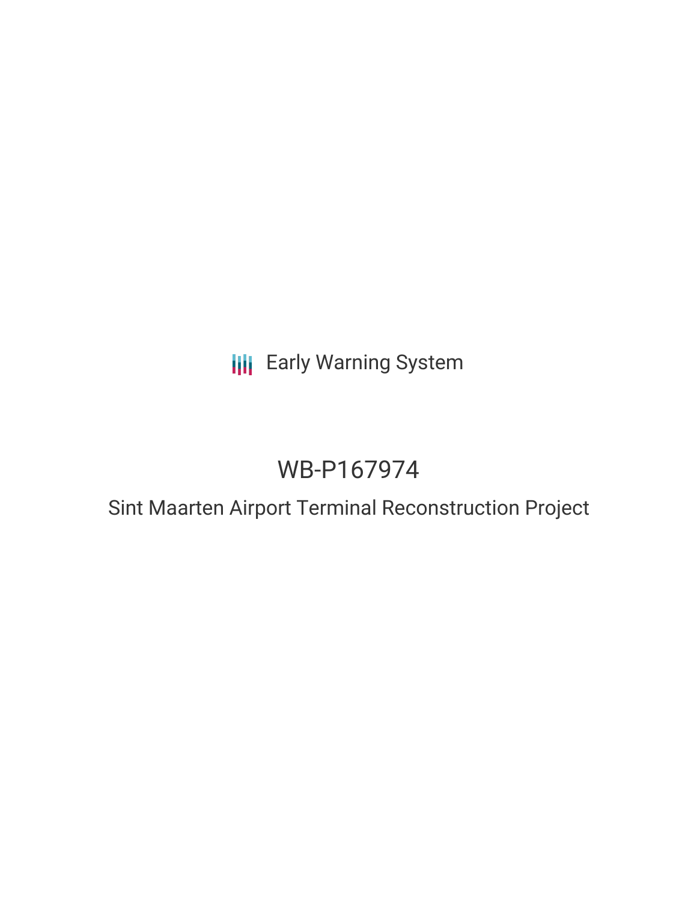Early Warning System

# WB-P167974

## Sint Maarten Airport Terminal Reconstruction Project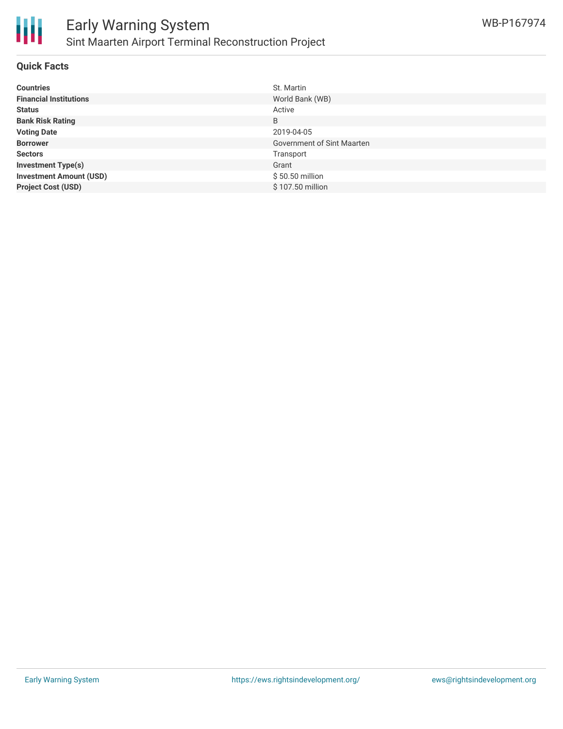## Quick Facts

| | |
|---|---|
| **Countries** | St. Martin |
| **Financial Institutions** | World Bank (WB) |
| **Status** | Active |
| **Bank Risk Rating** | B |
| **Voting Date** | 2019-04-05 |
| **Borrower** | Government of Sint Maarten |
| **Sectors** | Transport |
| **Investment Type(s)** | Grant |
| **Investment Amount (USD)** | $ 50.50 million |
| **Project Cost (USD)** | $ 107.50 million |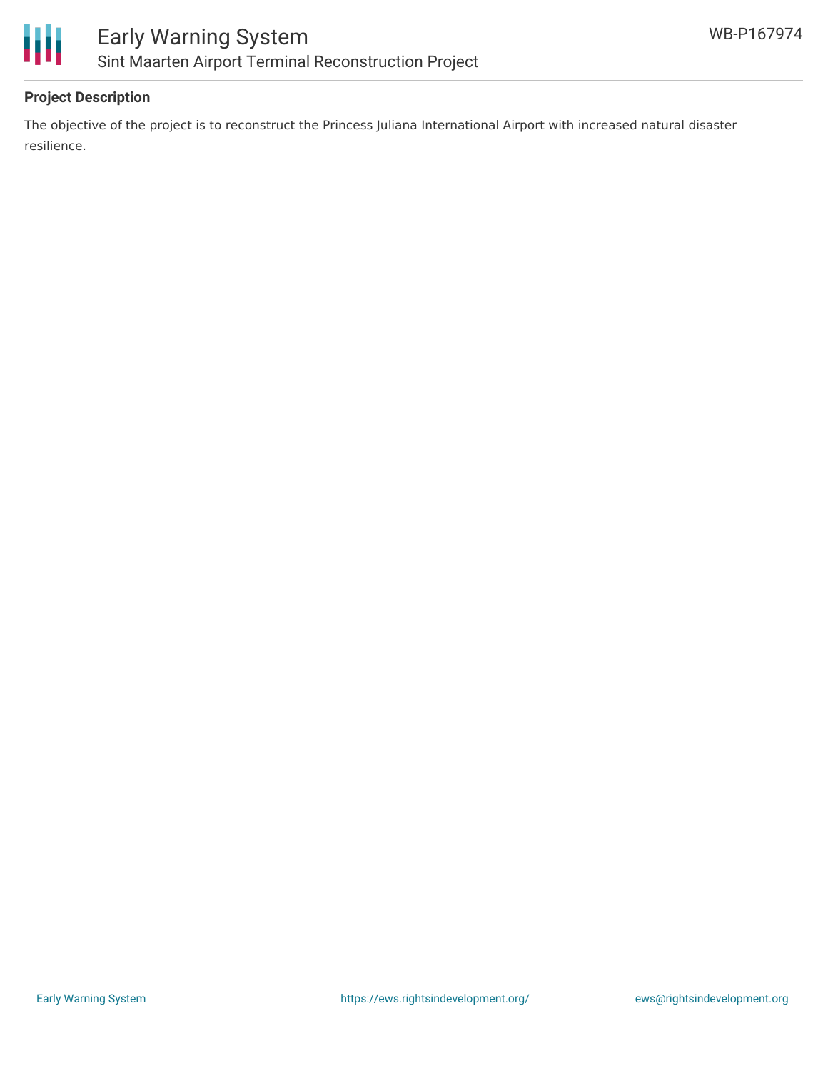## Project Description

The objective of the project is to reconstruct the Princess Juliana International Airport with increased natural disaster resilience.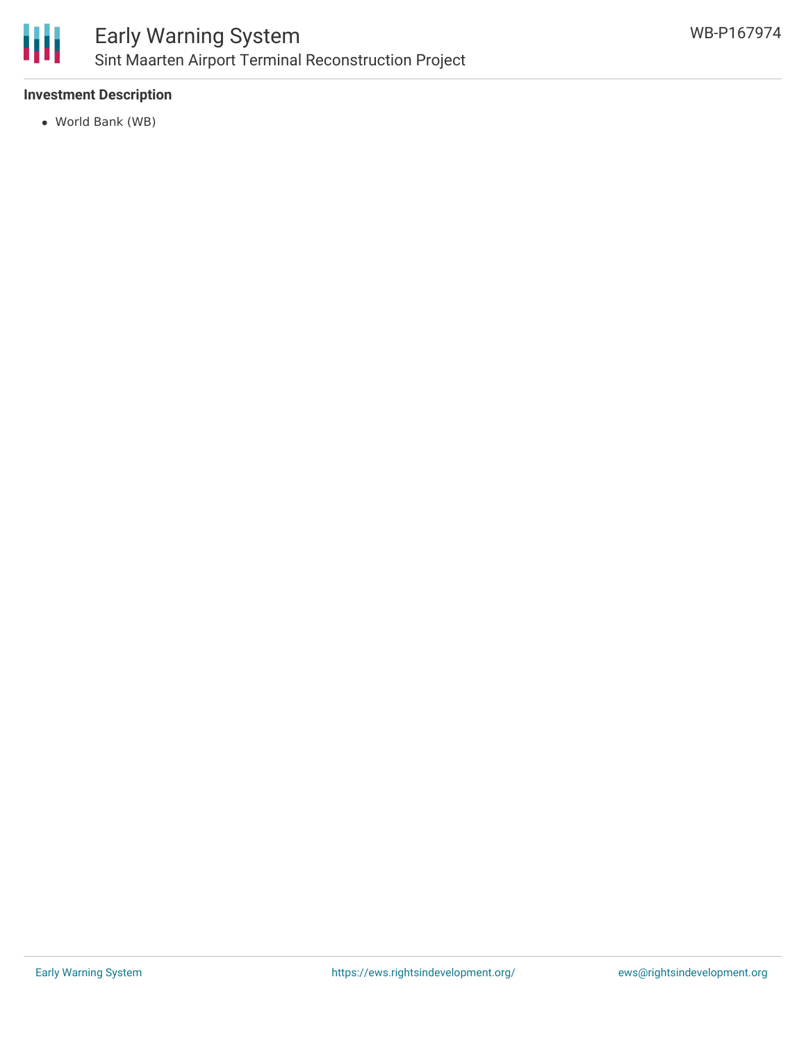### Investment Description

- World Bank (WB)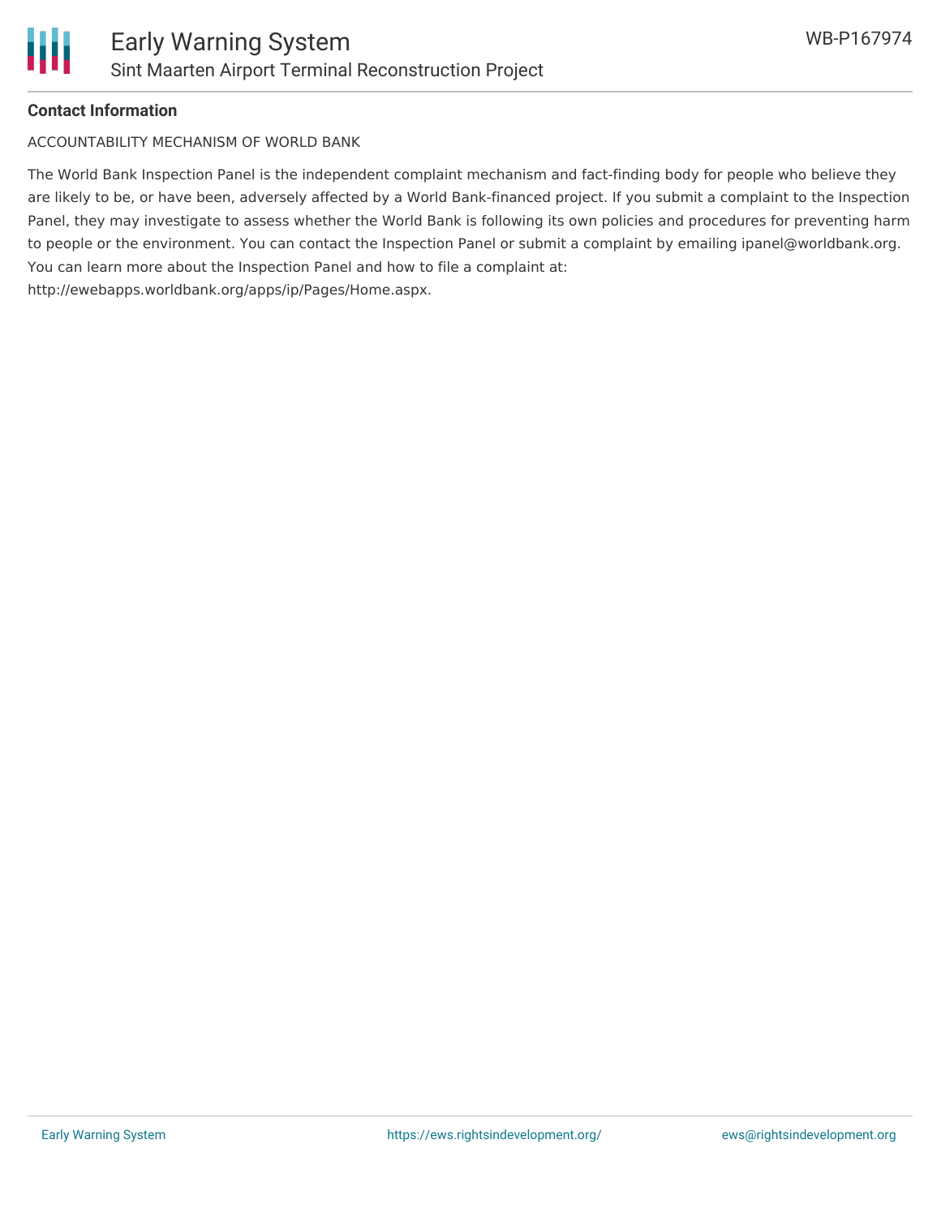**Contact Information**

ACCOUNTABILITY MECHANISM OF WORLD BANK

The World Bank Inspection Panel is the independent complaint mechanism and fact-finding body for people who believe they are likely to be, or have been, adversely affected by a World Bank-financed project. If you submit a complaint to the Inspection Panel, they may investigate to assess whether the World Bank is following its own policies and procedures for preventing harm to people or the environment. You can contact the Inspection Panel or submit a complaint by emailing ipanel@worldbank.org. You can learn more about the Inspection Panel and how to file a complaint at: http://ewebapps.worldbank.org/apps/ip/Pages/Home.aspx.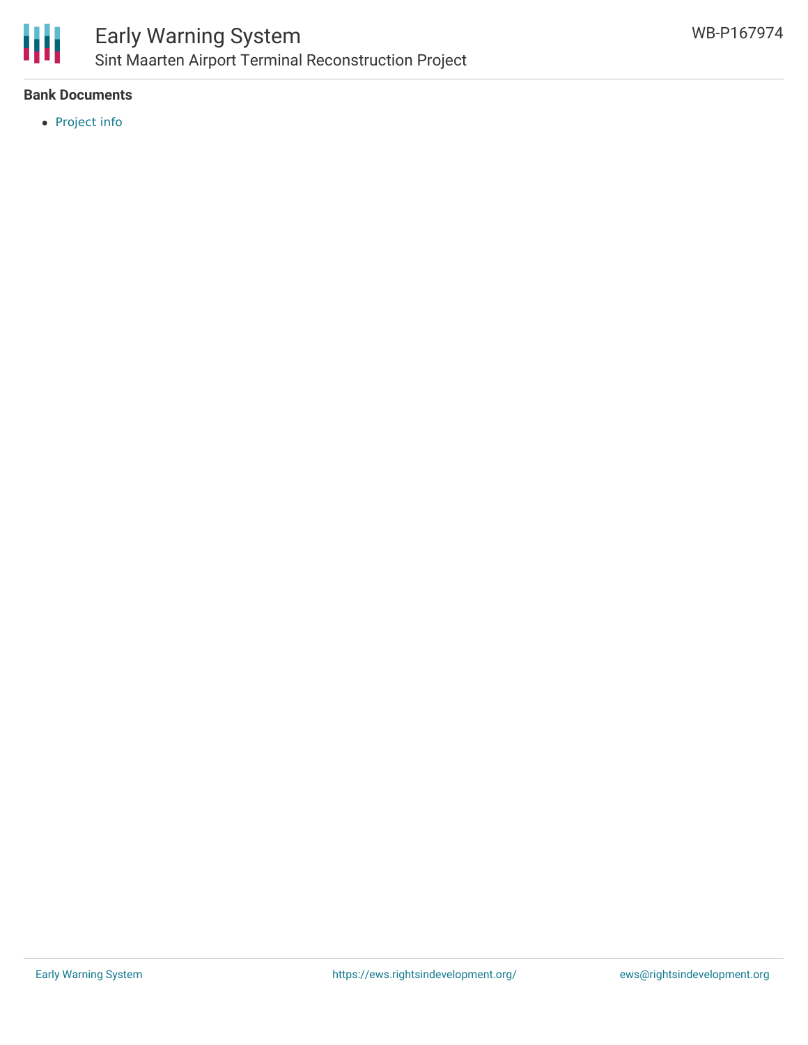**Bank Documents**

- Project info